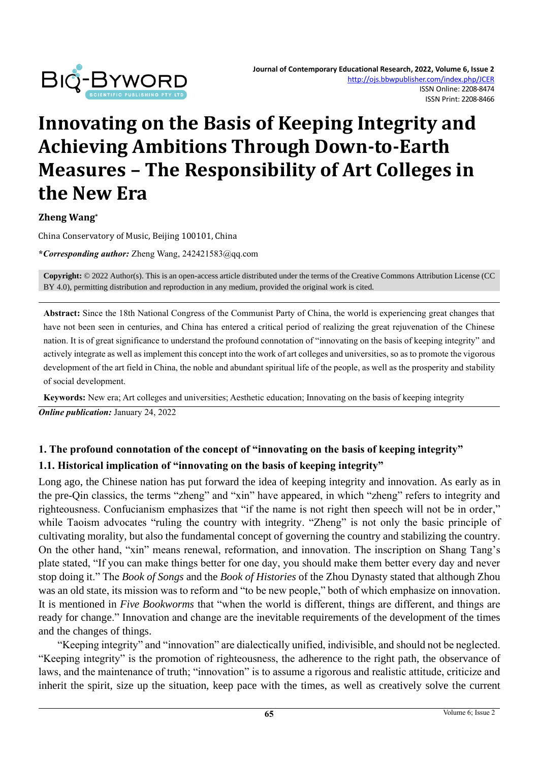# Innovating on the Basis of Keeping Integrity and Achieving Ambitions Through Down-to-Earth Measures – The Responsibility of Art Colleges in the New Era

**Zheng Wang***

China Conservatory of Music, Beijing 100101, China

***Corresponding author:*** Zheng Wang, 242421583@qq.com

**Copyright:** © 2022 Author(s). This is an open-access article distributed under the terms of the Creative Commons Attribution License (CC BY 4.0), permitting distribution and reproduction in any medium, provided the original work is cited.

**Abstract:** Since the 18th National Congress of the Communist Party of China, the world is experiencing great changes that have not been seen in centuries, and China has entered a critical period of realizing the great rejuvenation of the Chinese nation. It is of great significance to understand the profound connotation of "innovating on the basis of keeping integrity" and actively integrate as well as implement this concept into the work of art colleges and universities, so as to promote the vigorous development of the art field in China, the noble and abundant spiritual life of the people, as well as the prosperity and stability of social development.

**Keywords:** New era; Art colleges and universities; Aesthetic education; Innovating on the basis of keeping integrity

***Online publication:*** January 24, 2022

## 1. The profound connotation of the concept of "innovating on the basis of keeping integrity"

### 1.1. Historical implication of "innovating on the basis of keeping integrity"

Long ago, the Chinese nation has put forward the idea of keeping integrity and innovation. As early as in the pre-Qin classics, the terms "zheng" and "xin" have appeared, in which "zheng" refers to integrity and righteousness. Confucianism emphasizes that "if the name is not right then speech will not be in order," while Taoism advocates "ruling the country with integrity. "Zheng" is not only the basic principle of cultivating morality, but also the fundamental concept of governing the country and stabilizing the country. On the other hand, "xin" means renewal, reformation, and innovation. The inscription on Shang Tang's plate stated, "If you can make things better for one day, you should make them better every day and never stop doing it." The *Book of Songs* and the *Book of Histories* of the Zhou Dynasty stated that although Zhou was an old state, its mission was to reform and "to be new people," both of which emphasize on innovation. It is mentioned in *Five Bookworms* that "when the world is different, things are different, and things are ready for change." Innovation and change are the inevitable requirements of the development of the times and the changes of things.

"Keeping integrity" and "innovation" are dialectically unified, indivisible, and should not be neglected. "Keeping integrity" is the promotion of righteousness, the adherence to the right path, the observance of laws, and the maintenance of truth; "innovation" is to assume a rigorous and realistic attitude, criticize and inherit the spirit, size up the situation, keep pace with the times, as well as creatively solve the current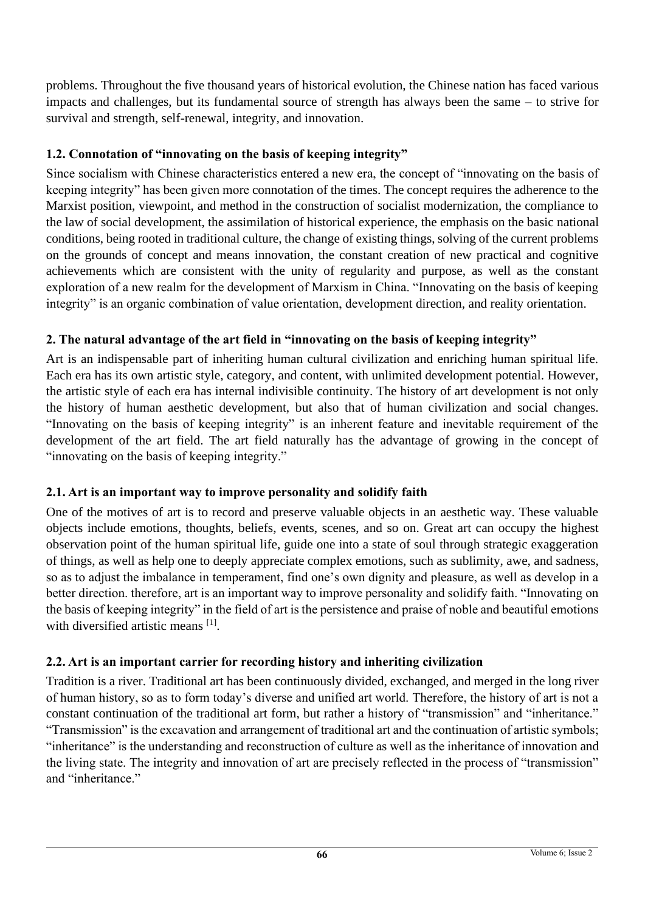problems. Throughout the five thousand years of historical evolution, the Chinese nation has faced various impacts and challenges, but its fundamental source of strength has always been the same – to strive for survival and strength, self-renewal, integrity, and innovation.

### 1.2. Connotation of "innovating on the basis of keeping integrity"

Since socialism with Chinese characteristics entered a new era, the concept of "innovating on the basis of keeping integrity" has been given more connotation of the times. The concept requires the adherence to the Marxist position, viewpoint, and method in the construction of socialist modernization, the compliance to the law of social development, the assimilation of historical experience, the emphasis on the basic national conditions, being rooted in traditional culture, the change of existing things, solving of the current problems on the grounds of concept and means innovation, the constant creation of new practical and cognitive achievements which are consistent with the unity of regularity and purpose, as well as the constant exploration of a new realm for the development of Marxism in China. "Innovating on the basis of keeping integrity" is an organic combination of value orientation, development direction, and reality orientation.

## 2. The natural advantage of the art field in "innovating on the basis of keeping integrity"

Art is an indispensable part of inheriting human cultural civilization and enriching human spiritual life. Each era has its own artistic style, category, and content, with unlimited development potential. However, the artistic style of each era has internal indivisible continuity. The history of art development is not only the history of human aesthetic development, but also that of human civilization and social changes. "Innovating on the basis of keeping integrity" is an inherent feature and inevitable requirement of the development of the art field. The art field naturally has the advantage of growing in the concept of "innovating on the basis of keeping integrity."

### 2.1. Art is an important way to improve personality and solidify faith

One of the motives of art is to record and preserve valuable objects in an aesthetic way. These valuable objects include emotions, thoughts, beliefs, events, scenes, and so on. Great art can occupy the highest observation point of the human spiritual life, guide one into a state of soul through strategic exaggeration of things, as well as help one to deeply appreciate complex emotions, such as sublimity, awe, and sadness, so as to adjust the imbalance in temperament, find one's own dignity and pleasure, as well as develop in a better direction. therefore, art is an important way to improve personality and solidify faith. "Innovating on the basis of keeping integrity" in the field of art is the persistence and praise of noble and beautiful emotions with diversified artistic means [1].

### 2.2. Art is an important carrier for recording history and inheriting civilization

Tradition is a river. Traditional art has been continuously divided, exchanged, and merged in the long river of human history, so as to form today's diverse and unified art world. Therefore, the history of art is not a constant continuation of the traditional art form, but rather a history of "transmission" and "inheritance." "Transmission" is the excavation and arrangement of traditional art and the continuation of artistic symbols; "inheritance" is the understanding and reconstruction of culture as well as the inheritance of innovation and the living state. The integrity and innovation of art are precisely reflected in the process of "transmission" and "inheritance."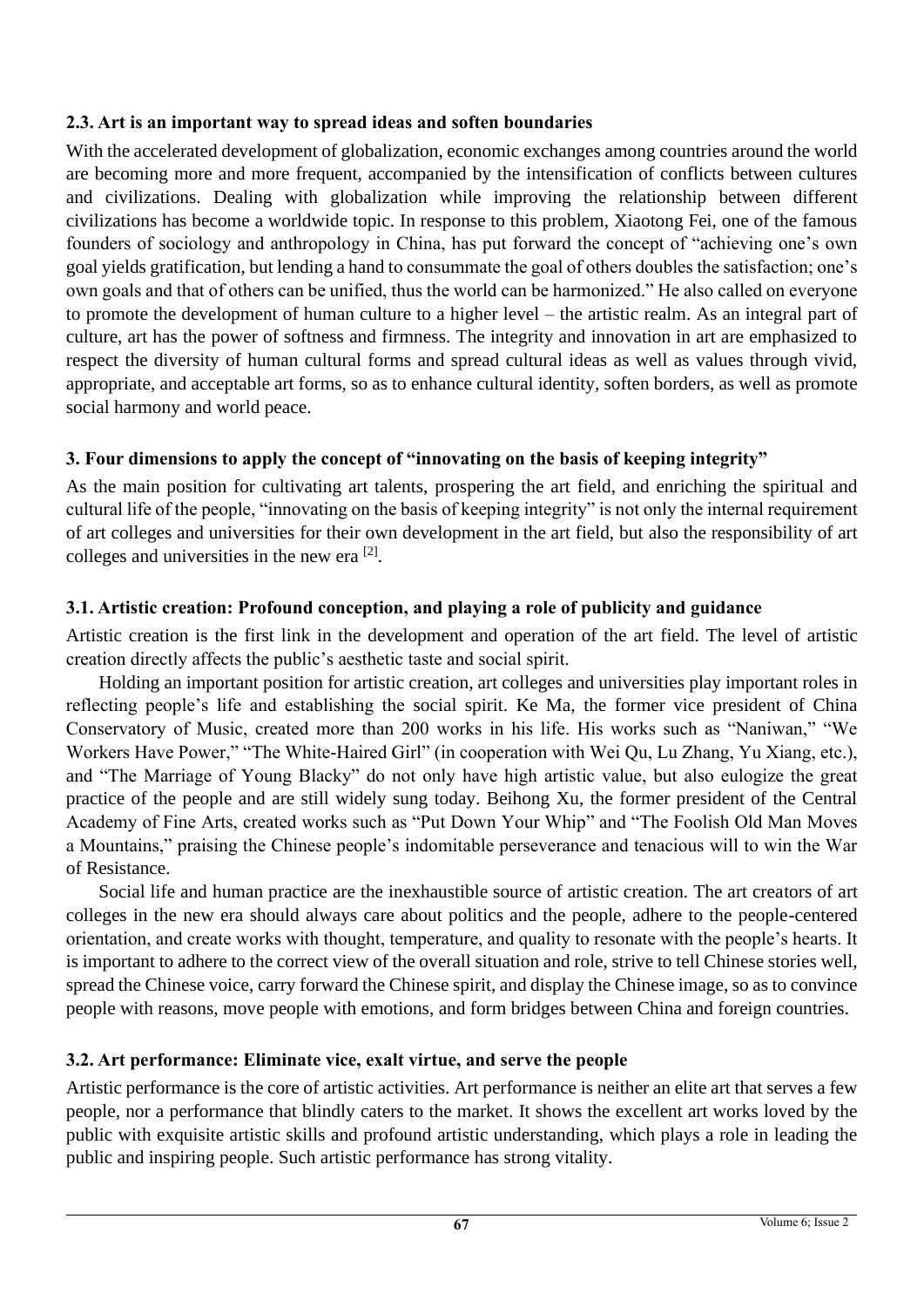### 2.3. Art is an important way to spread ideas and soften boundaries

With the accelerated development of globalization, economic exchanges among countries around the world are becoming more and more frequent, accompanied by the intensification of conflicts between cultures and civilizations. Dealing with globalization while improving the relationship between different civilizations has become a worldwide topic. In response to this problem, Xiaotong Fei, one of the famous founders of sociology and anthropology in China, has put forward the concept of "achieving one's own goal yields gratification, but lending a hand to consummate the goal of others doubles the satisfaction; one's own goals and that of others can be unified, thus the world can be harmonized." He also called on everyone to promote the development of human culture to a higher level – the artistic realm. As an integral part of culture, art has the power of softness and firmness. The integrity and innovation in art are emphasized to respect the diversity of human cultural forms and spread cultural ideas as well as values through vivid, appropriate, and acceptable art forms, so as to enhance cultural identity, soften borders, as well as promote social harmony and world peace.

## 3. Four dimensions to apply the concept of "innovating on the basis of keeping integrity"

As the main position for cultivating art talents, prospering the art field, and enriching the spiritual and cultural life of the people, "innovating on the basis of keeping integrity" is not only the internal requirement of art colleges and universities for their own development in the art field, but also the responsibility of art colleges and universities in the new era [2].

### 3.1. Artistic creation: Profound conception, and playing a role of publicity and guidance

Artistic creation is the first link in the development and operation of the art field. The level of artistic creation directly affects the public's aesthetic taste and social spirit.

Holding an important position for artistic creation, art colleges and universities play important roles in reflecting people's life and establishing the social spirit. Ke Ma, the former vice president of China Conservatory of Music, created more than 200 works in his life. His works such as "Naniwan," "We Workers Have Power," "The White-Haired Girl" (in cooperation with Wei Qu, Lu Zhang, Yu Xiang, etc.), and "The Marriage of Young Blacky" do not only have high artistic value, but also eulogize the great practice of the people and are still widely sung today. Beihong Xu, the former president of the Central Academy of Fine Arts, created works such as "Put Down Your Whip" and "The Foolish Old Man Moves a Mountains," praising the Chinese people's indomitable perseverance and tenacious will to win the War of Resistance.

Social life and human practice are the inexhaustible source of artistic creation. The art creators of art colleges in the new era should always care about politics and the people, adhere to the people-centered orientation, and create works with thought, temperature, and quality to resonate with the people's hearts. It is important to adhere to the correct view of the overall situation and role, strive to tell Chinese stories well, spread the Chinese voice, carry forward the Chinese spirit, and display the Chinese image, so as to convince people with reasons, move people with emotions, and form bridges between China and foreign countries.

### 3.2. Art performance: Eliminate vice, exalt virtue, and serve the people

Artistic performance is the core of artistic activities. Art performance is neither an elite art that serves a few people, nor a performance that blindly caters to the market. It shows the excellent art works loved by the public with exquisite artistic skills and profound artistic understanding, which plays a role in leading the public and inspiring people. Such artistic performance has strong vitality.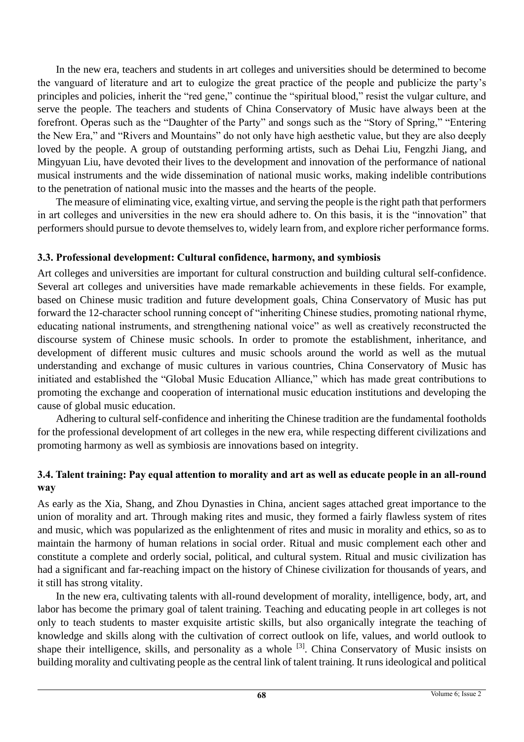In the new era, teachers and students in art colleges and universities should be determined to become the vanguard of literature and art to eulogize the great practice of the people and publicize the party's principles and policies, inherit the "red gene," continue the "spiritual blood," resist the vulgar culture, and serve the people. The teachers and students of China Conservatory of Music have always been at the forefront. Operas such as the "Daughter of the Party" and songs such as the "Story of Spring," "Entering the New Era," and "Rivers and Mountains" do not only have high aesthetic value, but they are also deeply loved by the people. A group of outstanding performing artists, such as Dehai Liu, Fengzhi Jiang, and Mingyuan Liu, have devoted their lives to the development and innovation of the performance of national musical instruments and the wide dissemination of national music works, making indelible contributions to the penetration of national music into the masses and the hearts of the people.

The measure of eliminating vice, exalting virtue, and serving the people is the right path that performers in art colleges and universities in the new era should adhere to. On this basis, it is the "innovation" that performers should pursue to devote themselves to, widely learn from, and explore richer performance forms.

### 3.3. Professional development: Cultural confidence, harmony, and symbiosis

Art colleges and universities are important for cultural construction and building cultural self-confidence. Several art colleges and universities have made remarkable achievements in these fields. For example, based on Chinese music tradition and future development goals, China Conservatory of Music has put forward the 12-character school running concept of "inheriting Chinese studies, promoting national rhyme, educating national instruments, and strengthening national voice" as well as creatively reconstructed the discourse system of Chinese music schools. In order to promote the establishment, inheritance, and development of different music cultures and music schools around the world as well as the mutual understanding and exchange of music cultures in various countries, China Conservatory of Music has initiated and established the "Global Music Education Alliance," which has made great contributions to promoting the exchange and cooperation of international music education institutions and developing the cause of global music education.

Adhering to cultural self-confidence and inheriting the Chinese tradition are the fundamental footholds for the professional development of art colleges in the new era, while respecting different civilizations and promoting harmony as well as symbiosis are innovations based on integrity.

### 3.4. Talent training: Pay equal attention to morality and art as well as educate people in an all-round way

As early as the Xia, Shang, and Zhou Dynasties in China, ancient sages attached great importance to the union of morality and art. Through making rites and music, they formed a fairly flawless system of rites and music, which was popularized as the enlightenment of rites and music in morality and ethics, so as to maintain the harmony of human relations in social order. Ritual and music complement each other and constitute a complete and orderly social, political, and cultural system. Ritual and music civilization has had a significant and far-reaching impact on the history of Chinese civilization for thousands of years, and it still has strong vitality.

In the new era, cultivating talents with all-round development of morality, intelligence, body, art, and labor has become the primary goal of talent training. Teaching and educating people in art colleges is not only to teach students to master exquisite artistic skills, but also organically integrate the teaching of knowledge and skills along with the cultivation of correct outlook on life, values, and world outlook to shape their intelligence, skills, and personality as a whole [3]. China Conservatory of Music insists on building morality and cultivating people as the central link of talent training. It runs ideological and political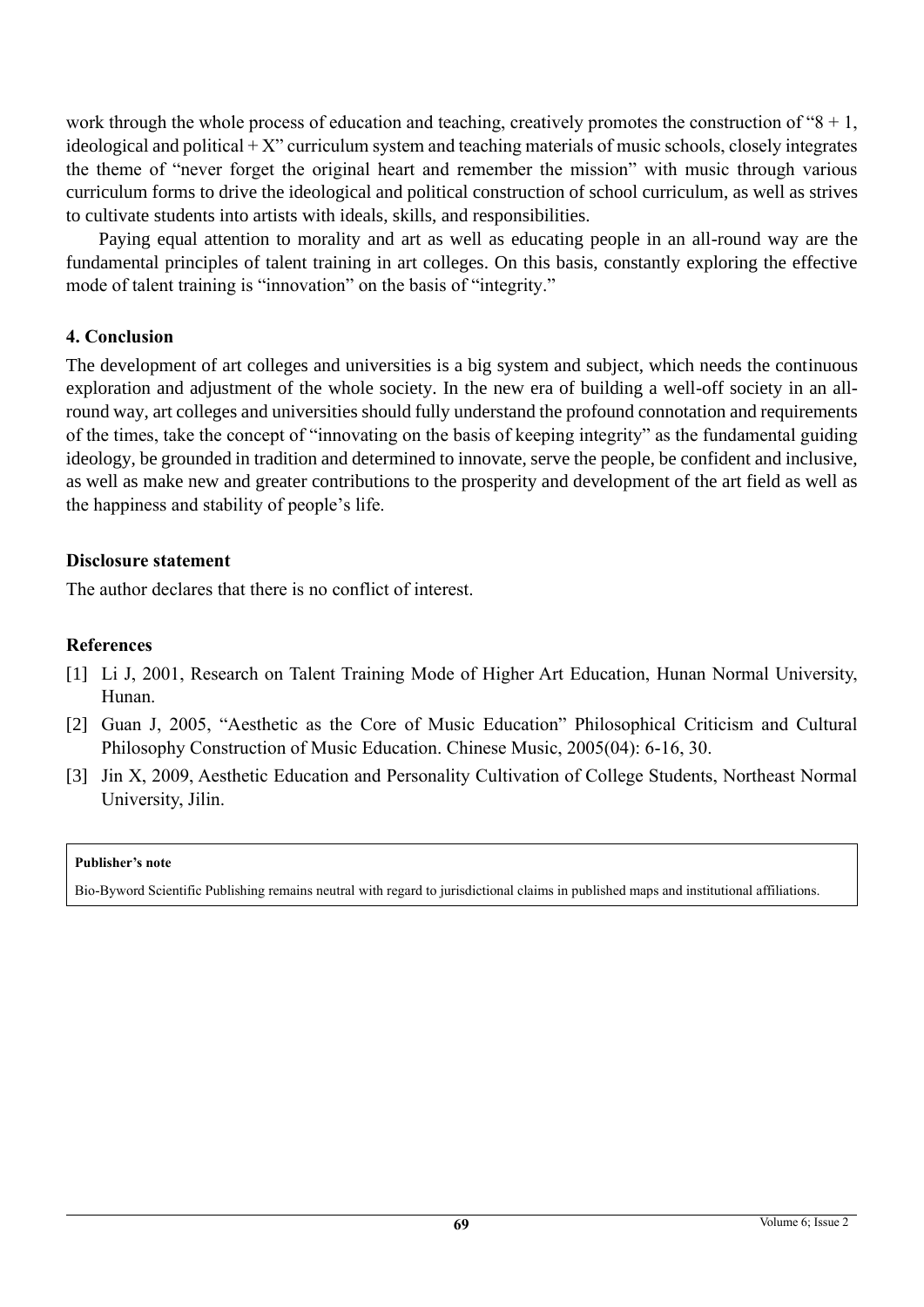work through the whole process of education and teaching, creatively promotes the construction of "8 + 1, ideological and political + X" curriculum system and teaching materials of music schools, closely integrates the theme of "never forget the original heart and remember the mission" with music through various curriculum forms to drive the ideological and political construction of school curriculum, as well as strives to cultivate students into artists with ideals, skills, and responsibilities.

Paying equal attention to morality and art as well as educating people in an all-round way are the fundamental principles of talent training in art colleges. On this basis, constantly exploring the effective mode of talent training is "innovation" on the basis of "integrity."

## 4. Conclusion

The development of art colleges and universities is a big system and subject, which needs the continuous exploration and adjustment of the whole society. In the new era of building a well-off society in an all-round way, art colleges and universities should fully understand the profound connotation and requirements of the times, take the concept of "innovating on the basis of keeping integrity" as the fundamental guiding ideology, be grounded in tradition and determined to innovate, serve the people, be confident and inclusive, as well as make new and greater contributions to the prosperity and development of the art field as well as the happiness and stability of people's life.

## Disclosure statement

The author declares that there is no conflict of interest.

## References

[1] Li J, 2001, Research on Talent Training Mode of Higher Art Education, Hunan Normal University, Hunan.

[2] Guan J, 2005, "Aesthetic as the Core of Music Education" Philosophical Criticism and Cultural Philosophy Construction of Music Education. Chinese Music, 2005(04): 6-16, 30.

[3] Jin X, 2009, Aesthetic Education and Personality Cultivation of College Students, Northeast Normal University, Jilin.

**Publisher's note**

Bio-Byword Scientific Publishing remains neutral with regard to jurisdictional claims in published maps and institutional affiliations.